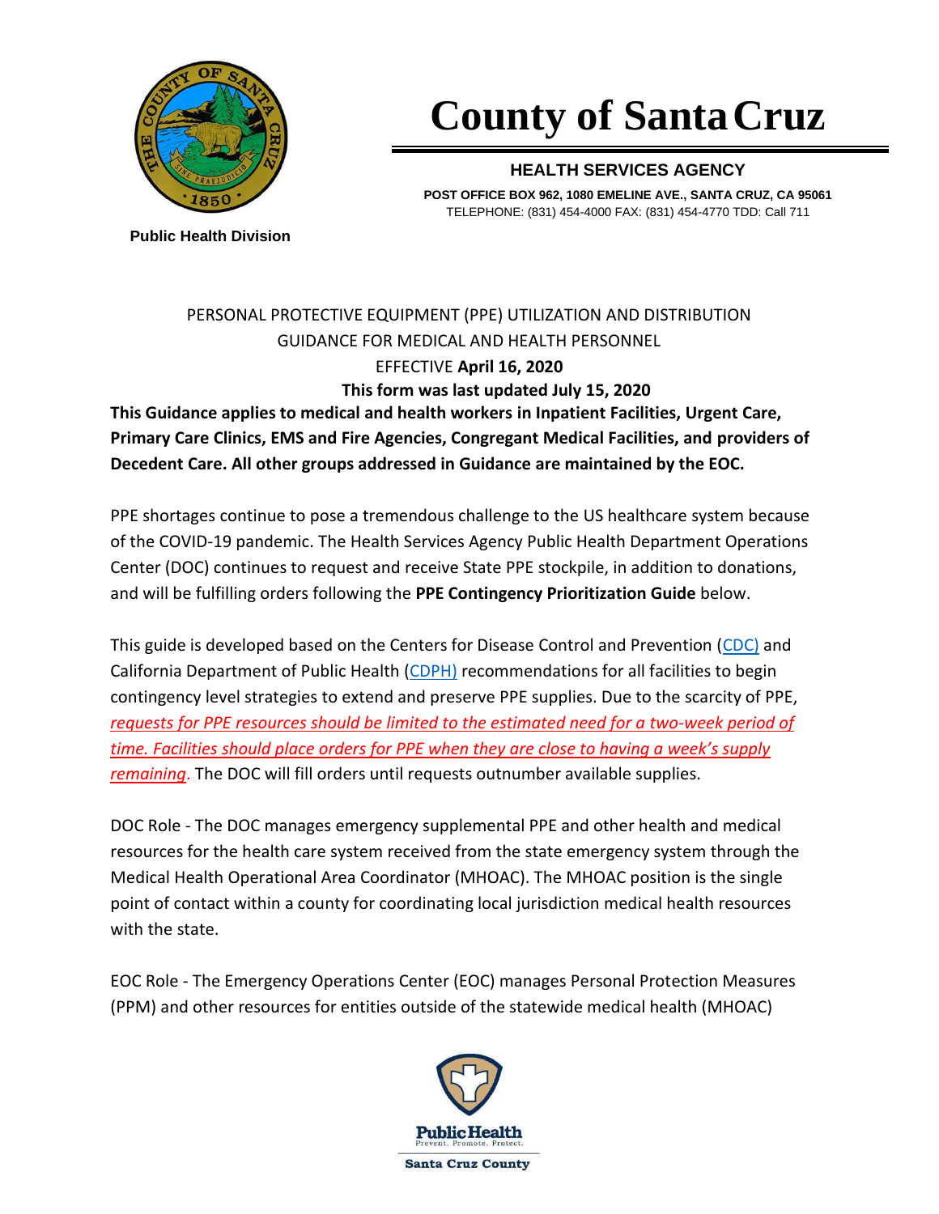# County of Santa Cruz

**HEALTH SERVICES AGENCY**

**POST OFFICE BOX 962, 1080 EMELINE AVE., SANTA CRUZ, CA 95061**
TELEPHONE: (831) 454-4000 FAX: (831) 454-4770 TDD: Call 711

**Public Health Division**

PERSONAL PROTECTIVE EQUIPMENT (PPE) UTILIZATION AND DISTRIBUTION GUIDANCE FOR MEDICAL AND HEALTH PERSONNEL

EFFECTIVE **April 16, 2020**

**This form was last updated July 15, 2020**

**This Guidance applies to medical and health workers in Inpatient Facilities, Urgent Care, Primary Care Clinics, EMS and Fire Agencies, Congregant Medical Facilities, and providers of Decedent Care. All other groups addressed in Guidance are maintained by the EOC.**

PPE shortages continue to pose a tremendous challenge to the US healthcare system because of the COVID-19 pandemic. The Health Services Agency Public Health Department Operations Center (DOC) continues to request and receive State PPE stockpile, in addition to donations, and will be fulfilling orders following the **PPE Contingency Prioritization Guide** below.

This guide is developed based on the Centers for Disease Control and Prevention (CDC) and California Department of Public Health (CDPH) recommendations for all facilities to begin contingency level strategies to extend and preserve PPE supplies. Due to the scarcity of PPE, *requests for PPE resources should be limited to the estimated need for a two-week period of time. Facilities should place orders for PPE when they are close to having a week's supply remaining*. The DOC will fill orders until requests outnumber available supplies.

DOC Role - The DOC manages emergency supplemental PPE and other health and medical resources for the health care system received from the state emergency system through the Medical Health Operational Area Coordinator (MHOAC). The MHOAC position is the single point of contact within a county for coordinating local jurisdiction medical health resources with the state.

EOC Role - The Emergency Operations Center (EOC) manages Personal Protection Measures (PPM) and other resources for entities outside of the statewide medical health (MHOAC)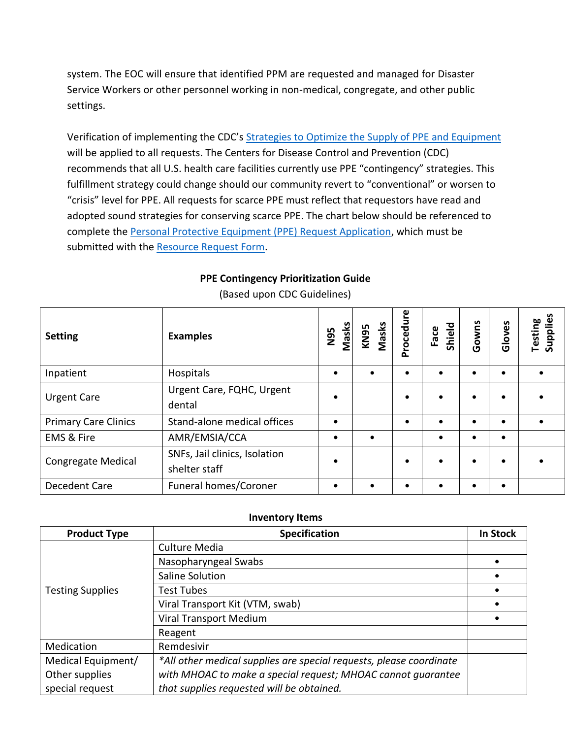system. The EOC will ensure that identified PPM are requested and managed for Disaster Service Workers or other personnel working in non-medical, congregate, and other public settings.

Verification of implementing the CDC's [Strategies to Optimize the Supply of PPE and Equipment]() will be applied to all requests. The Centers for Disease Control and Prevention (CDC) recommends that all U.S. health care facilities currently use PPE "contingency" strategies. This fulfillment strategy could change should our community revert to "conventional" or worsen to "crisis" level for PPE. All requests for scarce PPE must reflect that requestors have read and adopted sound strategies for conserving scarce PPE. The chart below should be referenced to complete the [Personal Protective Equipment (PPE) Request Application](), which must be submitted with the [Resource Request Form]().

**PPE Contingency Prioritization Guide**

(Based upon CDC Guidelines)

| Setting | Examples | N95 Masks | KN95 Masks | Procedure | Face Shield | Gowns | Gloves | Testing Supplies |
|---|---|---|---|---|---|---|---|---|
| Inpatient | Hospitals | • | • | • | • | • | • | • |
| Urgent Care | Urgent Care, FQHC, Urgent dental | • | | • | • | • | • | • |
| Primary Care Clinics | Stand-alone medical offices | • | | • | • | • | • | • |
| EMS & Fire | AMR/EMSIA/CCA | • | • | | • | • | • | |
| Congregate Medical | SNFs, Jail clinics, Isolation shelter staff | • | | • | • | • | • | • |
| Decedent Care | Funeral homes/Coroner | • | • | • | • | • | • | |

**Inventory Items**

| Product Type | Specification | In Stock |
|---|---|---|
| Testing Supplies | Culture Media | |
| | Nasopharyngeal Swabs | • |
| | Saline Solution | • |
| | Test Tubes | • |
| | Viral Transport Kit (VTM, swab) | • |
| | Viral Transport Medium | • |
| | Reagent | |
| Medication | Remdesivir | |
| Medical Equipment/ Other supplies special request | *\*All other medical supplies are special requests, please coordinate with MHOAC to make a special request; MHOAC cannot guarantee that supplies requested will be obtained.* | |